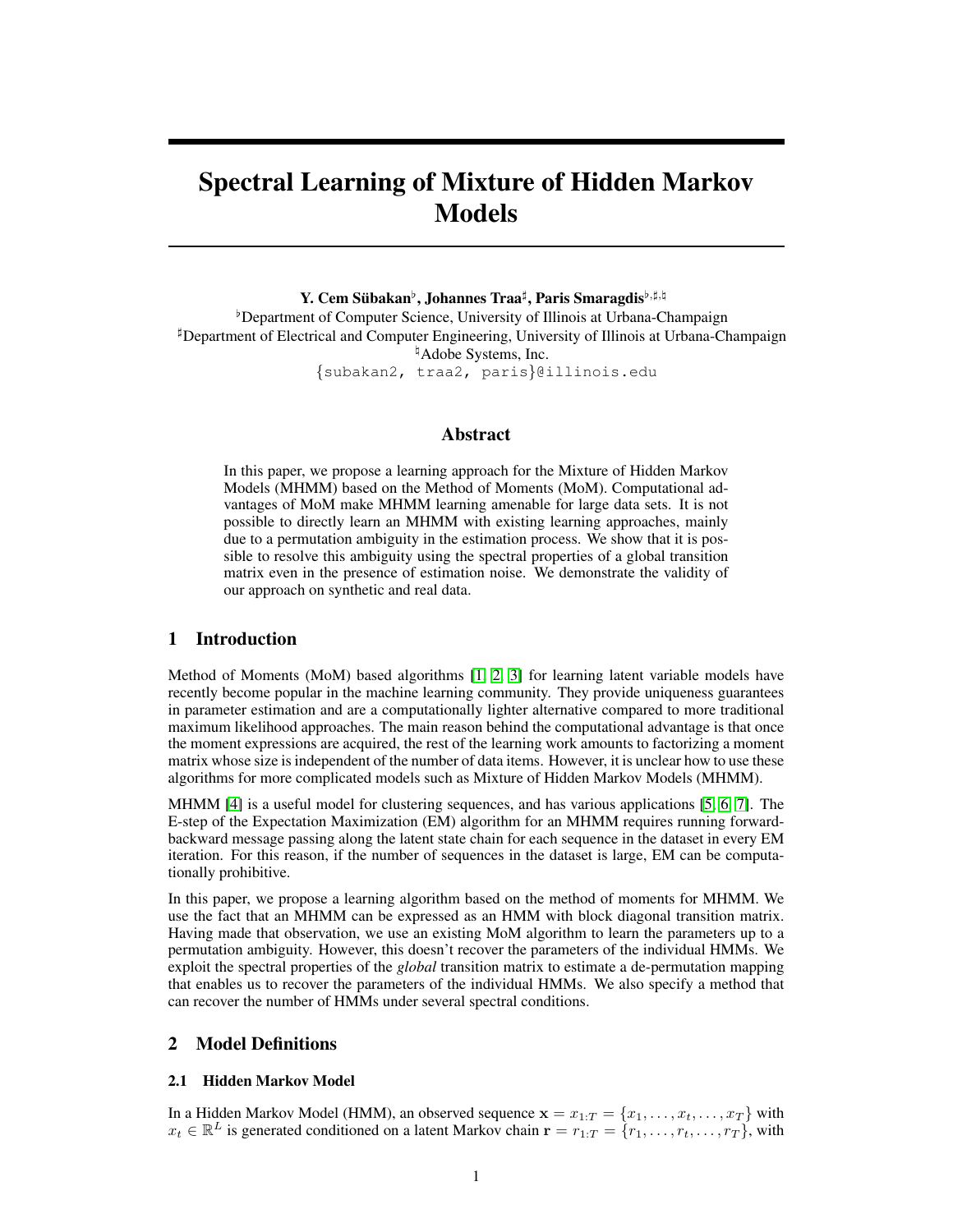# Spectral Learning of Mixture of Hidden Markov Models

**Y. Cem Sübakan[♭], Johannes Traa[♯], Paris Smaragdis[♭,♯,♮]**

[♭]Department of Computer Science, University of Illinois at Urbana-Champaign
[♯]Department of Electrical and Computer Engineering, University of Illinois at Urbana-Champaign
[♮]Adobe Systems, Inc.
{subakan2, traa2, paris}@illinois.edu

## Abstract

In this paper, we propose a learning approach for the Mixture of Hidden Markov Models (MHMM) based on the Method of Moments (MoM). Computational advantages of MoM make MHMM learning amenable for large data sets. It is not possible to directly learn an MHMM with existing learning approaches, mainly due to a permutation ambiguity in the estimation process. We show that it is possible to resolve this ambiguity using the spectral properties of a global transition matrix even in the presence of estimation noise. We demonstrate the validity of our approach on synthetic and real data.

## 1 Introduction

Method of Moments (MoM) based algorithms [1, 2, 3] for learning latent variable models have recently become popular in the machine learning community. They provide uniqueness guarantees in parameter estimation and are a computationally lighter alternative compared to more traditional maximum likelihood approaches. The main reason behind the computational advantage is that once the moment expressions are acquired, the rest of the learning work amounts to factorizing a moment matrix whose size is independent of the number of data items. However, it is unclear how to use these algorithms for more complicated models such as Mixture of Hidden Markov Models (MHMM).

MHMM [4] is a useful model for clustering sequences, and has various applications [5, 6, 7]. The E-step of the Expectation Maximization (EM) algorithm for an MHMM requires running forward-backward message passing along the latent state chain for each sequence in the dataset in every EM iteration. For this reason, if the number of sequences in the dataset is large, EM can be computationally prohibitive.

In this paper, we propose a learning algorithm based on the method of moments for MHMM. We use the fact that an MHMM can be expressed as an HMM with block diagonal transition matrix. Having made that observation, we use an existing MoM algorithm to learn the parameters up to a permutation ambiguity. However, this doesn't recover the parameters of the individual HMMs. We exploit the spectral properties of the *global* transition matrix to estimate a de-permutation mapping that enables us to recover the parameters of the individual HMMs. We also specify a method that can recover the number of HMMs under several spectral conditions.

## 2 Model Definitions

### 2.1 Hidden Markov Model

In a Hidden Markov Model (HMM), an observed sequence $\mathbf{x} = x_{1:T} = \{x_1, \dots, x_t, \dots, x_T\}$ with $x_t \in \mathbb{R}^L$ is generated conditioned on a latent Markov chain $\mathbf{r} = r_{1:T} = \{r_1, \dots, r_t, \dots, r_T\}$, with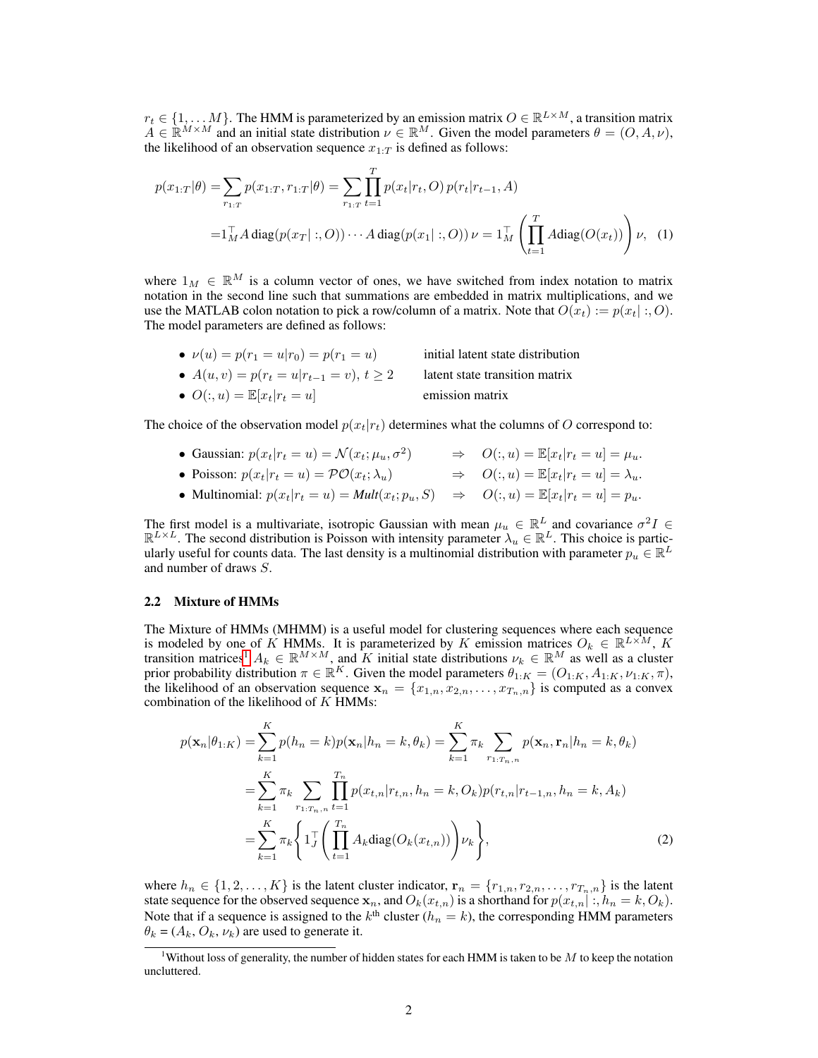$r_t \in \{1, \ldots M\}$. The HMM is parameterized by an emission matrix $O \in \mathbb{R}^{L \times M}$, a transition matrix $A \in \mathbb{R}^{M \times M}$ and an initial state distribution $\nu \in \mathbb{R}^M$. Given the model parameters $\theta = (O, A, \nu)$, the likelihood of an observation sequence $x_{1:T}$ is defined as follows:

$$
\begin{aligned}
p(x_{1:T}|\theta) =& \sum_{r_{1:T}} p(x_{1:T}, r_{1:T}|\theta) = \sum_{r_{1:T}} \prod_{t=1}^{T} p(x_t|r_t, O)\, p(r_t|r_{t-1}, A) \\
=& 1_M^\top A \,\mathrm{diag}(p(x_T|\,:, O)) \cdots A \,\mathrm{diag}(p(x_1|\,:, O))\, \nu = 1_M^\top \left( \prod_{t=1}^{T} A \mathrm{diag}(O(x_t)) \right) \nu, \quad (1)
\end{aligned}
$$

where $1_M \in \mathbb{R}^M$ is a column vector of ones, we have switched from index notation to matrix notation in the second line such that summations are embedded in matrix multiplications, and we use the MATLAB colon notation to pick a row/column of a matrix. Note that $O(x_t) := p(x_t|\,:, O)$. The model parameters are defined as follows:

- $\nu(u) = p(r_1 = u|r_0) = p(r_1 = u)$ initial latent state distribution
- $A(u, v) = p(r_t = u|r_{t-1} = v),\ t \geq 2$ latent state transition matrix
- $O(:, u) = \mathbb{E}[x_t|r_t = u]$ emission matrix

The choice of the observation model $p(x_t|r_t)$ determines what the columns of $O$ correspond to:

- Gaussian: $p(x_t|r_t = u) = \mathcal{N}(x_t; \mu_u, \sigma^2) \quad \Rightarrow \quad O(:, u) = \mathbb{E}[x_t|r_t = u] = \mu_u$.
- Poisson: $p(x_t|r_t = u) = \mathcal{PO}(x_t; \lambda_u) \quad \Rightarrow \quad O(:, u) = \mathbb{E}[x_t|r_t = u] = \lambda_u$.
- Multinomial: $p(x_t|r_t = u) = \textit{Mult}(x_t; p_u, S) \quad \Rightarrow \quad O(:, u) = \mathbb{E}[x_t|r_t = u] = p_u$.

The first model is a multivariate, isotropic Gaussian with mean $\mu_u \in \mathbb{R}^L$ and covariance $\sigma^2 I \in \mathbb{R}^{L \times L}$. The second distribution is Poisson with intensity parameter $\lambda_u \in \mathbb{R}^L$. This choice is particularly useful for counts data. The last density is a multinomial distribution with parameter $p_u \in \mathbb{R}^L$ and number of draws $S$.

### 2.2 Mixture of HMMs

The Mixture of HMMs (MHMM) is a useful model for clustering sequences where each sequence is modeled by one of $K$ HMMs. It is parameterized by $K$ emission matrices $O_k \in \mathbb{R}^{L \times M}$, $K$ transition matrices[1] $A_k \in \mathbb{R}^{M \times M}$, and $K$ initial state distributions $\nu_k \in \mathbb{R}^M$ as well as a cluster prior probability distribution $\pi \in \mathbb{R}^K$. Given the model parameters $\theta_{1:K} = (O_{1:K}, A_{1:K}, \nu_{1:K}, \pi)$, the likelihood of an observation sequence $\mathbf{x}_n = \{x_{1,n}, x_{2,n}, \ldots, x_{T_n,n}\}$ is computed as a convex combination of the likelihood of $K$ HMMs:

$$
\begin{aligned}
p(\mathbf{x}_n|\theta_{1:K}) =& \sum_{k=1}^{K} p(h_n = k) p(\mathbf{x}_n|h_n = k, \theta_k) = \sum_{k=1}^{K} \pi_k \sum_{r_{1:T_n,n}} p(\mathbf{x}_n, \mathbf{r}_n|h_n = k, \theta_k) \\
=& \sum_{k=1}^{K} \pi_k \sum_{r_{1:T_n,n}} \prod_{t=1}^{T_n} p(x_{t,n}|r_{t,n}, h_n = k, O_k) p(r_{t,n}|r_{t-1,n}, h_n = k, A_k) \\
=& \sum_{k=1}^{K} \pi_k \left\{ 1_J^\top \left( \prod_{t=1}^{T_n} A_k \mathrm{diag}(O_k(x_{t,n})) \right) \nu_k \right\}, \quad (2)
\end{aligned}
$$

where $h_n \in \{1, 2, \ldots, K\}$ is the latent cluster indicator, $\mathbf{r}_n = \{r_{1,n}, r_{2,n}, \ldots, r_{T_n,n}\}$ is the latent state sequence for the observed sequence $\mathbf{x}_n$, and $O_k(x_{t,n})$ is a shorthand for $p(x_{t,n}|\,:, h_n = k, O_k)$. Note that if a sequence is assigned to the $k^{\text{th}}$ cluster ($h_n = k$), the corresponding HMM parameters $\theta_k = (A_k, O_k, \nu_k)$ are used to generate it.

[1] Without loss of generality, the number of hidden states for each HMM is taken to be $M$ to keep the notation uncluttered.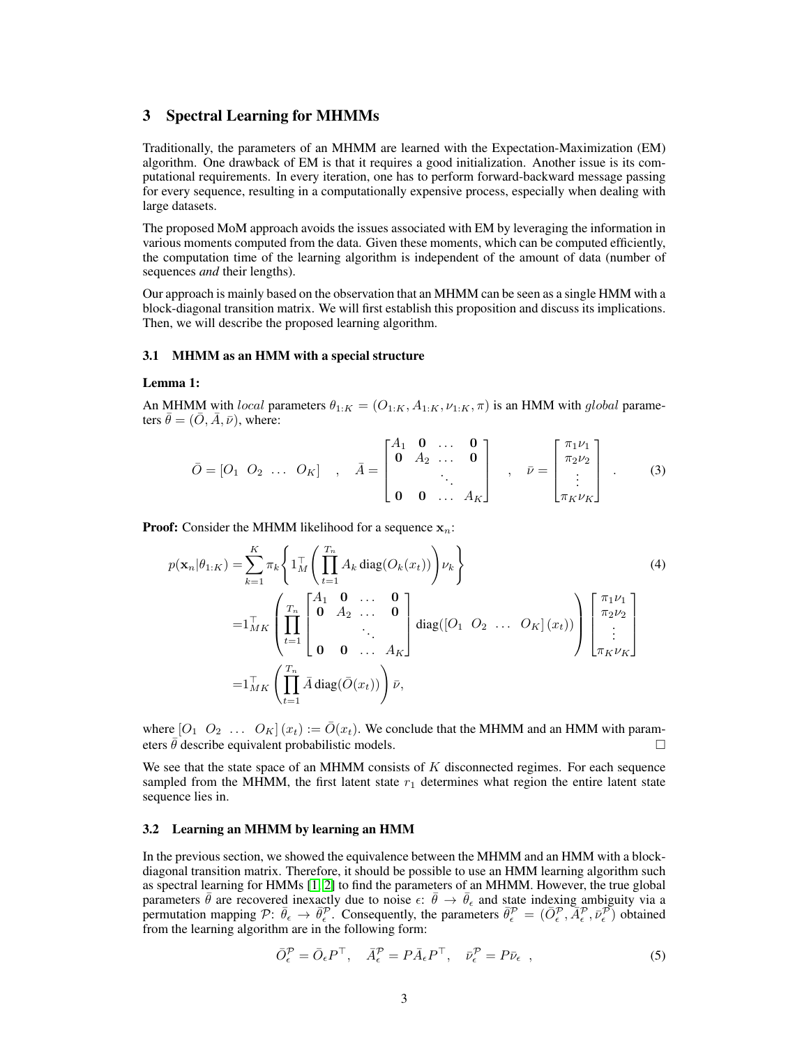## 3 Spectral Learning for MHMMs

Traditionally, the parameters of an MHMM are learned with the Expectation-Maximization (EM) algorithm. One drawback of EM is that it requires a good initialization. Another issue is its computational requirements. In every iteration, one has to perform forward-backward message passing for every sequence, resulting in a computationally expensive process, especially when dealing with large datasets.

The proposed MoM approach avoids the issues associated with EM by leveraging the information in various moments computed from the data. Given these moments, which can be computed efficiently, the computation time of the learning algorithm is independent of the amount of data (number of sequences *and* their lengths).

Our approach is mainly based on the observation that an MHMM can be seen as a single HMM with a block-diagonal transition matrix. We will first establish this proposition and discuss its implications. Then, we will describe the proposed learning algorithm.

### 3.1 MHMM as an HMM with a special structure

**Lemma 1:**

An MHMM with $local$ parameters $\theta_{1:K} = (O_{1:K}, A_{1:K}, \nu_{1:K}, \pi)$ is an HMM with $global$ parameters $\bar{\theta} = (\bar{O}, \bar{A}, \bar{\nu})$, where:

$$\bar{O} = [O_1 \ \ O_2 \ \ \dots \ \ O_K] \quad , \quad \bar{A} = \begin{bmatrix} A_1 & \mathbf{0} & \dots & \mathbf{0} \\ \mathbf{0} & A_2 & \dots & \mathbf{0} \\ & & \ddots & \\ \mathbf{0} & \mathbf{0} & \dots & A_K \end{bmatrix} \quad , \quad \bar{\nu} = \begin{bmatrix} \pi_1 \nu_1 \\ \pi_2 \nu_2 \\ \vdots \\ \pi_K \nu_K \end{bmatrix} \quad . \tag{3}$$

**Proof:** Consider the MHMM likelihood for a sequence $\mathbf{x}_n$:

$$\begin{aligned} p(\mathbf{x}_n | \theta_{1:K}) &= \sum_{k=1}^{K} \pi_k \Bigg\{ 1_M^\top \left( \prod_{t=1}^{T_n} A_k \operatorname{diag}(O_k(x_t)) \right) \nu_k \Bigg\} \\ &= 1_{MK}^\top \left( \prod_{t=1}^{T_n} \begin{bmatrix} A_1 & \mathbf{0} & \dots & \mathbf{0} \\ \mathbf{0} & A_2 & \dots & \mathbf{0} \\ & & \ddots & \\ \mathbf{0} & \mathbf{0} & \dots & A_K \end{bmatrix} \operatorname{diag}([O_1 \ \ O_2 \ \ \dots \ \ O_K]\,(x_t)) \right) \begin{bmatrix} \pi_1 \nu_1 \\ \pi_2 \nu_2 \\ \vdots \\ \pi_K \nu_K \end{bmatrix} \\ &= 1_{MK}^\top \left( \prod_{t=1}^{T_n} \bar{A} \operatorname{diag}(\bar{O}(x_t)) \right) \bar{\nu}, \end{aligned} \tag{4}$$

where $[O_1 \ \ O_2 \ \ \dots \ \ O_K]\,(x_t) := \bar{O}(x_t)$. We conclude that the MHMM and an HMM with parameters $\bar{\theta}$ describe equivalent probabilistic models. □

We see that the state space of an MHMM consists of $K$ disconnected regimes. For each sequence sampled from the MHMM, the first latent state $r_1$ determines what region the entire latent state sequence lies in.

### 3.2 Learning an MHMM by learning an HMM

In the previous section, we showed the equivalence between the MHMM and an HMM with a block-diagonal transition matrix. Therefore, it should be possible to use an HMM learning algorithm such as spectral learning for HMMs [1, 2] to find the parameters of an MHMM. However, the true global parameters $\bar{\theta}$ are recovered inexactly due to noise $\epsilon$: $\bar{\theta} \to \bar{\theta}_\epsilon$ and state indexing ambiguity via a permutation mapping $\mathcal{P}$: $\bar{\theta}_\epsilon \to \bar{\theta}_\epsilon^{\mathcal{P}}$. Consequently, the parameters $\bar{\theta}_\epsilon^{\mathcal{P}} = (\bar{O}_\epsilon^{\mathcal{P}}, \bar{A}_\epsilon^{\mathcal{P}}, \bar{\nu}_\epsilon^{\mathcal{P}})$ obtained from the learning algorithm are in the following form:

$$\bar{O}_\epsilon^{\mathcal{P}} = \bar{O}_\epsilon P^\top, \quad \bar{A}_\epsilon^{\mathcal{P}} = P \bar{A}_\epsilon P^\top, \quad \bar{\nu}_\epsilon^{\mathcal{P}} = P \bar{\nu}_\epsilon \quad , \tag{5}$$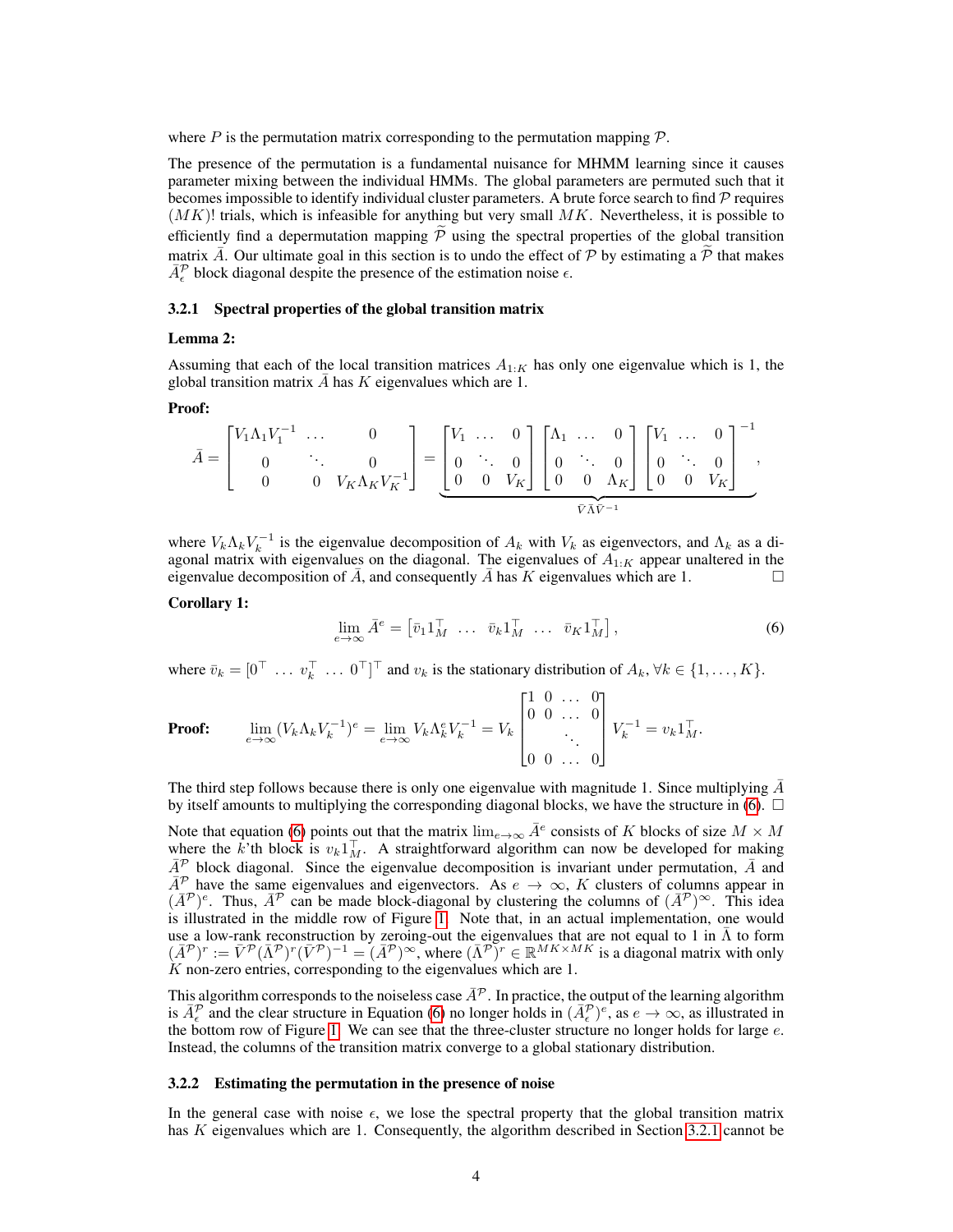where $P$ is the permutation matrix corresponding to the permutation mapping $\mathcal{P}$.

The presence of the permutation is a fundamental nuisance for MHMM learning since it causes parameter mixing between the individual HMMs. The global parameters are permuted such that it becomes impossible to identify individual cluster parameters. A brute force search to find $\mathcal{P}$ requires $(MK)!$ trials, which is infeasible for anything but very small $MK$. Nevertheless, it is possible to efficiently find a depermutation mapping $\widetilde{\mathcal{P}}$ using the spectral properties of the global transition matrix $\bar{A}$. Our ultimate goal in this section is to undo the effect of $\mathcal{P}$ by estimating a $\widetilde{\mathcal{P}}$ that makes $\bar{A}^{\mathcal{P}}_{\epsilon}$ block diagonal despite the presence of the estimation noise $\epsilon$.

### 3.2.1 Spectral properties of the global transition matrix

**Lemma 2:**

Assuming that each of the local transition matrices $A_{1:K}$ has only one eigenvalue which is 1, the global transition matrix $\bar{A}$ has $K$ eigenvalues which are 1.

**Proof:**

$$\bar{A} = \begin{bmatrix} V_1 \Lambda_1 V_1^{-1} & \dots & 0 \\ 0 & \ddots & 0 \\ 0 & 0 & V_K \Lambda_K V_K^{-1} \end{bmatrix} = \underbrace{\begin{bmatrix} V_1 & \dots & 0 \\ 0 & \ddots & 0 \\ 0 & 0 & V_K \end{bmatrix} \begin{bmatrix} \Lambda_1 & \dots & 0 \\ 0 & \ddots & 0 \\ 0 & 0 & \Lambda_K \end{bmatrix} \begin{bmatrix} V_1 & \dots & 0 \\ 0 & \ddots & 0 \\ 0 & 0 & V_K \end{bmatrix}^{-1}}_{\bar{V}\bar{\Lambda}\bar{V}^{-1}},$$

where $V_k \Lambda_k V_k^{-1}$ is the eigenvalue decomposition of $A_k$ with $V_k$ as eigenvectors, and $\Lambda_k$ as a diagonal matrix with eigenvalues on the diagonal. The eigenvalues of $A_{1:K}$ appear unaltered in the eigenvalue decomposition of $\bar{A}$, and consequently $\bar{A}$ has $K$ eigenvalues which are 1. □

**Corollary 1:**

$$\lim_{e \to \infty} \bar{A}^e = \begin{bmatrix} \bar{v}_1 1_M^\top & \dots & \bar{v}_k 1_M^\top & \dots & \bar{v}_K 1_M^\top \end{bmatrix}, \tag{6}$$

where $\bar{v}_k = [0^\top \ \dots \ v_k^\top \ \dots \ 0^\top]^\top$ and $v_k$ is the stationary distribution of $A_k$, $\forall k \in \{1, \dots, K\}$.

**Proof:**
$$\lim_{e \to \infty} (V_k \Lambda_k V_k^{-1})^e = \lim_{e \to \infty} V_k \Lambda_k^e V_k^{-1} = V_k \begin{bmatrix} 1 & 0 & \dots & 0 \\ 0 & 0 & \dots & 0 \\ & & \ddots & \\ 0 & 0 & \dots & 0 \end{bmatrix} V_k^{-1} = v_k 1_M^\top.$$

The third step follows because there is only one eigenvalue with magnitude 1. Since multiplying $\bar{A}$ by itself amounts to multiplying the corresponding diagonal blocks, we have the structure in (6). □

Note that equation (6) points out that the matrix $\lim_{e \to \infty} \bar{A}^e$ consists of $K$ blocks of size $M \times M$ where the $k$'th block is $v_k 1_M^\top$. A straightforward algorithm can now be developed for making $\bar{A}^{\mathcal{P}}$ block diagonal. Since the eigenvalue decomposition is invariant under permutation, $\bar{A}$ and $\bar{A}^{\mathcal{P}}$ have the same eigenvalues and eigenvectors. As $e \to \infty$, $K$ clusters of columns appear in $(\bar{A}^{\mathcal{P}})^e$. Thus, $\bar{A}^{\mathcal{P}}$ can be made block-diagonal by clustering the columns of $(\bar{A}^{\mathcal{P}})^\infty$. This idea is illustrated in the middle row of Figure 1. Note that, in an actual implementation, one would use a low-rank reconstruction by zeroing-out the eigenvalues that are not equal to 1 in $\bar{\Lambda}$ to form $(\bar{A}^{\mathcal{P}})^r := \bar{V}^{\mathcal{P}} (\bar{\Lambda}^{\mathcal{P}})^r (\bar{V}^{\mathcal{P}})^{-1} = (\bar{A}^{\mathcal{P}})^\infty$, where $(\bar{\Lambda}^{\mathcal{P}})^r \in \mathbb{R}^{MK \times MK}$ is a diagonal matrix with only $K$ non-zero entries, corresponding to the eigenvalues which are 1.

This algorithm corresponds to the noiseless case $\bar{A}^{\mathcal{P}}$. In practice, the output of the learning algorithm is $\bar{A}^{\mathcal{P}}_{\epsilon}$ and the clear structure in Equation (6) no longer holds in $(\bar{A}^{\mathcal{P}}_{\epsilon})^e$, as $e \to \infty$, as illustrated in the bottom row of Figure 1. We can see that the three-cluster structure no longer holds for large $e$. Instead, the columns of the transition matrix converge to a global stationary distribution.

### 3.2.2 Estimating the permutation in the presence of noise

In the general case with noise $\epsilon$, we lose the spectral property that the global transition matrix has $K$ eigenvalues which are 1. Consequently, the algorithm described in Section 3.2.1 cannot be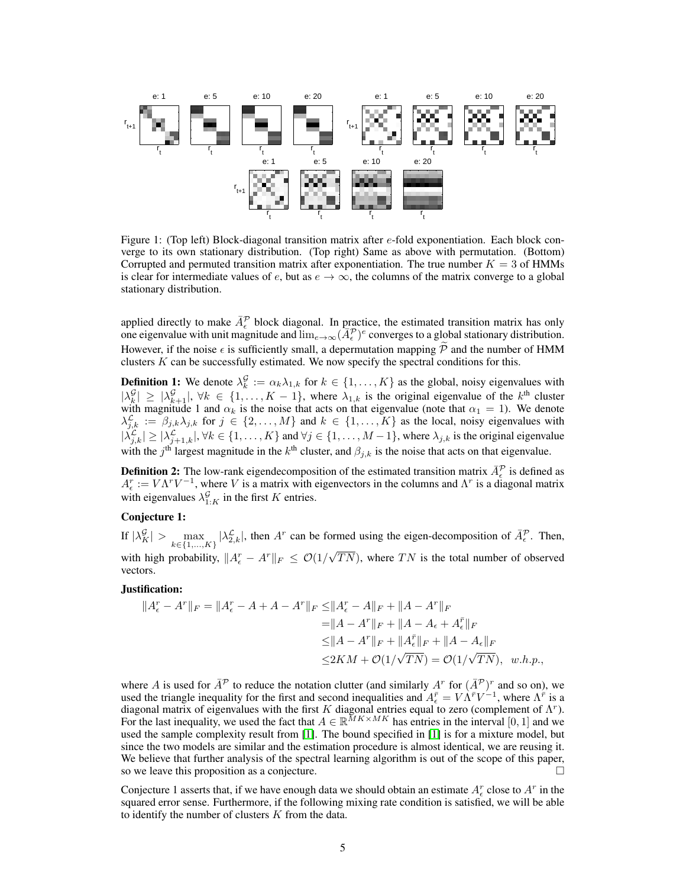e: 1 e: 5 e: 10 e: 20 e: 1 e: 5 e: 10 e: 20

$r_{t+1}$

$r_t$

e: 1 e: 5 e: 10 e: 20

Figure 1: (Top left) Block-diagonal transition matrix after $e$-fold exponentiation. Each block converge to its own stationary distribution. (Top right) Same as above with permutation. (Bottom) Corrupted and permuted transition matrix after exponentiation. The true number $K = 3$ of HMMs is clear for intermediate values of $e$, but as $e \to \infty$, the columns of the matrix converge to a global stationary distribution.

applied directly to make $\bar{A}_\epsilon^{\mathcal{P}}$ block diagonal. In practice, the estimated transition matrix has only one eigenvalue with unit magnitude and $\lim_{e\to\infty}(\bar{A}_\epsilon^{\mathcal{P}})^e$ converges to a global stationary distribution. However, if the noise $\epsilon$ is sufficiently small, a depermutation mapping $\widetilde{\mathcal{P}}$ and the number of HMM clusters $K$ can be successfully estimated. We now specify the spectral conditions for this.

**Definition 1:** We denote $\lambda_k^{\mathcal{G}} := \alpha_k \lambda_{1,k}$ for $k \in \{1, \ldots, K\}$ as the global, noisy eigenvalues with $|\lambda_k^{\mathcal{G}}| \geq |\lambda_{k+1}^{\mathcal{G}}|$, $\forall k \in \{1, \ldots, K-1\}$, where $\lambda_{1,k}$ is the original eigenvalue of the $k^{\text{th}}$ cluster with magnitude 1 and $\alpha_k$ is the noise that acts on that eigenvalue (note that $\alpha_1 = 1$). We denote $\lambda_{j,k}^{\mathcal{L}} := \beta_{j,k}\lambda_{j,k}$ for $j \in \{2, \ldots, M\}$ and $k \in \{1, \ldots, K\}$ as the local, noisy eigenvalues with $|\lambda_{j,k}^{\mathcal{L}}| \geq |\lambda_{j+1,k}^{\mathcal{L}}|$, $\forall k \in \{1, \ldots, K\}$ and $\forall j \in \{1, \ldots, M-1\}$, where $\lambda_{j,k}$ is the original eigenvalue with the $j^{\text{th}}$ largest magnitude in the $k^{\text{th}}$ cluster, and $\beta_{j,k}$ is the noise that acts on that eigenvalue.

**Definition 2:** The low-rank eigendecomposition of the estimated transition matrix $\bar{A}_\epsilon^{\mathcal{P}}$ is defined as $A_\epsilon^r := V\Lambda^r V^{-1}$, where $V$ is a matrix with eigenvectors in the columns and $\Lambda^r$ is a diagonal matrix with eigenvalues $\lambda_{1:K}^{\mathcal{G}}$ in the first $K$ entries.

**Conjecture 1:**

If $|\lambda_K^{\mathcal{G}}| > \max_{k\in\{1,\ldots,K\}} |\lambda_{2,k}^{\mathcal{L}}|$, then $A^r$ can be formed using the eigen-decomposition of $\bar{A}_\epsilon^{\mathcal{P}}$. Then, with high probability, $\|A_\epsilon^r - A^r\|_F \leq \mathcal{O}(1/\sqrt{TN})$, where $TN$ is the total number of observed vectors.

**Justification:**

$$
\begin{aligned}
\|A_\epsilon^r - A^r\|_F = \|A_\epsilon^r - A + A - A^r\|_F \leq & \|A_\epsilon^r - A\|_F + \|A - A^r\|_F \\
= & \|A - A^r\|_F + \|A - A_\epsilon + A_\epsilon^{\bar{r}}\|_F \\
\leq & \|A - A^r\|_F + \|A_\epsilon^{\bar{r}}\|_F + \|A - A_\epsilon\|_F \\
\leq & 2KM + \mathcal{O}(1/\sqrt{TN}) = \mathcal{O}(1/\sqrt{TN}), \quad w.h.p.,
\end{aligned}
$$

where $A$ is used for $\bar{A}^{\mathcal{P}}$ to reduce the notation clutter (and similarly $A^r$ for $(\bar{A}^{\mathcal{P}})^r$ and so on), we used the triangle inequality for the first and second inequalities and $A_\epsilon^{\bar{r}} = V\Lambda^{\bar{r}}V^{-1}$, where $\Lambda^{\bar{r}}$ is a diagonal matrix of eigenvalues with the first $K$ diagonal entries equal to zero (complement of $\Lambda^r$). For the last inequality, we used the fact that $A \in \mathbb{R}^{MK\times MK}$ has entries in the interval $[0, 1]$ and we used the sample complexity result from [1]. The bound specified in [1] is for a mixture model, but since the two models are similar and the estimation procedure is almost identical, we are reusing it. We believe that further analysis of the spectral learning algorithm is out of the scope of this paper, so we leave this proposition as a conjecture. □

Conjecture 1 asserts that, if we have enough data we should obtain an estimate $A_\epsilon^r$ close to $A^r$ in the squared error sense. Furthermore, if the following mixing rate condition is satisfied, we will be able to identify the number of clusters $K$ from the data.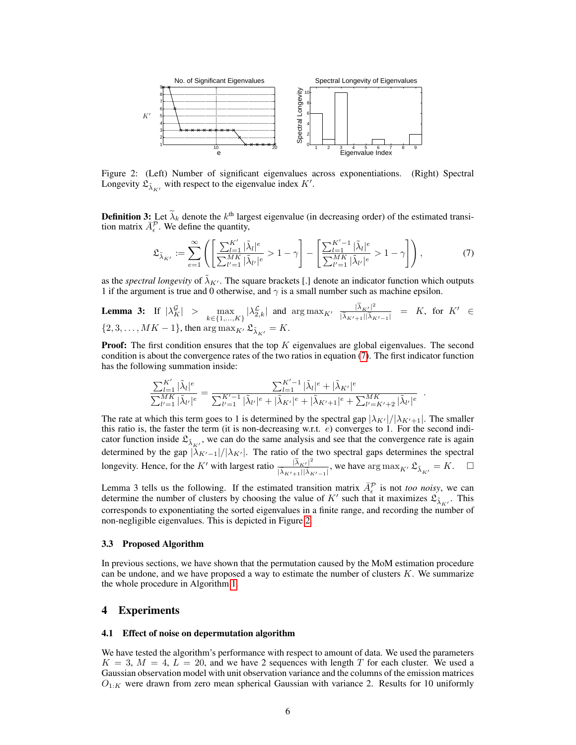No. of Significant Eigenvalues

$K'$

e

Spectral Longevity of Eigenvalues

Spectral Longevity

Eigenvalue Index

Figure 2: (Left) Number of significant eigenvalues across exponentiations. (Right) Spectral Longevity $\mathfrak{L}_{\tilde{\lambda}_{K'}}$ with respect to the eigenvalue index $K'$.

**Definition 3:** Let $\widetilde{\lambda}_k$ denote the $k^{\text{th}}$ largest eigenvalue (in decreasing order) of the estimated transition matrix $\bar{A}^{\mathcal{P}}_{\epsilon}$. We define the quantity,

$$\mathfrak{L}_{\tilde{\lambda}_{K'}} := \sum_{e=1}^{\infty} \left( \left[ \frac{\sum_{l=1}^{K'} |\tilde{\lambda}_l|^e}{\sum_{l'=1}^{MK} |\tilde{\lambda}_{l'}|^e} > 1 - \gamma \right] - \left[ \frac{\sum_{l=1}^{K'-1} |\tilde{\lambda}_l|^e}{\sum_{l'=1}^{MK} |\tilde{\lambda}_{l'}|^e} > 1 - \gamma \right] \right), \tag{7}$$

as the *spectral longevity* of $\tilde{\lambda}_{K'}$. The square brackets [.] denote an indicator function which outputs 1 if the argument is true and 0 otherwise, and $\gamma$ is a small number such as machine epsilon.

**Lemma 3:** If $|\lambda^{\mathcal{G}}_K| > \max_{k \in \{1,\dots,K\}} |\lambda^{\mathcal{L}}_{2,k}|$ and $\arg\max_{K'} \frac{|\tilde{\lambda}_{K'}|^2}{|\tilde{\lambda}_{K'+1}||\tilde{\lambda}_{K'-1}|} = K$, for $K' \in \{2, 3, \dots, MK-1\}$, then $\arg\max_{K'} \mathfrak{L}_{\tilde{\lambda}_{K'}} = K$.

**Proof:** The first condition ensures that the top $K$ eigenvalues are global eigenvalues. The second condition is about the convergence rates of the two ratios in equation (7). The first indicator function has the following summation inside:

$$\frac{\sum_{l=1}^{K'} |\tilde{\lambda}_l|^e}{\sum_{l'=1}^{MK} |\tilde{\lambda}_{l'}|^e} = \frac{\sum_{l=1}^{K'-1} |\tilde{\lambda}_l|^e + |\tilde{\lambda}_{K'}|^e}{\sum_{l'=1}^{K'-1} |\tilde{\lambda}_{l'}|^e + |\tilde{\lambda}_{K'}|^e + |\tilde{\lambda}_{K'+1}|^e + \sum_{l'=K'+2}^{MK} |\tilde{\lambda}_{l'}|^e} .$$

The rate at which this term goes to 1 is determined by the spectral gap $|\lambda_{K'}|/|\lambda_{K'+1}|$. The smaller this ratio is, the faster the term (it is non-decreasing w.r.t. $e$) converges to 1. For the second indicator function inside $\mathfrak{L}_{\tilde{\lambda}_{K'}}$, we can do the same analysis and see that the convergence rate is again determined by the gap $|\lambda_{K'-1}|/|\lambda_{K'}|$. The ratio of the two spectral gaps determines the spectral longevity. Hence, for the $K'$ with largest ratio $\frac{|\tilde{\lambda}_{K'}|^2}{|\lambda_{K'+1}||\lambda_{K'-1}|}$, we have $\arg\max_{K'} \mathfrak{L}_{\tilde{\lambda}_{K'}} = K$. $\square$

Lemma 3 tells us the following. If the estimated transition matrix $\bar{A}^{\mathcal{P}}_{\epsilon}$ is not *too noisy*, we can determine the number of clusters by choosing the value of $K'$ such that it maximizes $\mathfrak{L}_{\tilde{\lambda}_{K'}}$. This corresponds to exponentiating the sorted eigenvalues in a finite range, and recording the number of non-negligible eigenvalues. This is depicted in Figure 2.

### 3.3 Proposed Algorithm

In previous sections, we have shown that the permutation caused by the MoM estimation procedure can be undone, and we have proposed a way to estimate the number of clusters $K$. We summarize the whole procedure in Algorithm 1.

## 4 Experiments

### 4.1 Effect of noise on depermutation algorithm

We have tested the algorithm's performance with respect to amount of data. We used the parameters $K = 3$, $M = 4$, $L = 20$, and we have 2 sequences with length $T$ for each cluster. We used a Gaussian observation model with unit observation variance and the columns of the emission matrices $O_{1:K}$ were drawn from zero mean spherical Gaussian with variance 2. Results for 10 uniformly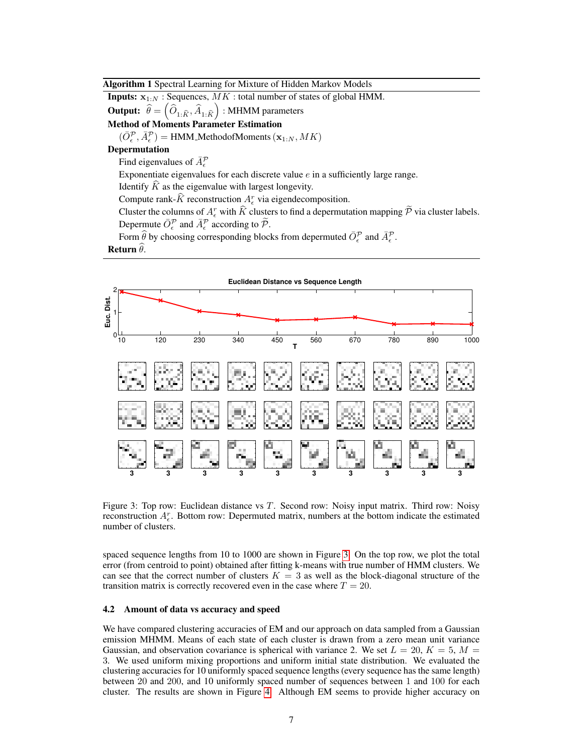**Algorithm 1** Spectral Learning for Mixture of Hidden Markov Models

**Inputs:** $\mathbf{x}_{1:N}$ : Sequences, $MK$ : total number of states of global HMM.

**Output:** $\widehat{\theta} = \left(\widehat{O}_{1:\widehat{K}}, \widehat{A}_{1:\widehat{K}}\right)$ : MHMM parameters

**Method of Moments Parameter Estimation**

$(\bar{O}^{\mathcal{P}}_{\epsilon}, \bar{A}^{\mathcal{P}}_{\epsilon})$ = HMM_MethodofMoments $(\mathbf{x}_{1:N}, MK)$

**Depermutation**

Find eigenvalues of $\bar{A}^{\mathcal{P}}_{\epsilon}$

Exponentiate eigenvalues for each discrete value $e$ in a sufficiently large range.

Identify $\widehat{K}$ as the eigenvalue with largest longevity.

Compute rank-$\widehat{K}$ reconstruction $A^{r}_{\epsilon}$ via eigendecomposition.

Cluster the columns of $A^{r}_{\epsilon}$ with $\widehat{K}$ clusters to find a depermutation mapping $\widetilde{\mathcal{P}}$ via cluster labels.

Depermute $\bar{O}^{\mathcal{P}}_{\epsilon}$ and $\bar{A}^{\mathcal{P}}_{\epsilon}$ according to $\widetilde{\mathcal{P}}$.

Form $\widehat{\theta}$ by choosing corresponding blocks from depermuted $\bar{O}^{\mathcal{P}}_{\epsilon}$ and $\bar{A}^{\mathcal{P}}_{\epsilon}$.

**Return** $\widehat{\theta}$.

Euclidean Distance vs Sequence Length

Euc. Dist.

0
1
2

T

10 120 230 340 450 560 670 780 890 1000

3 3 3 3 3 3 3 3 3 3

Figure 3: Top row: Euclidean distance vs $T$. Second row: Noisy input matrix. Third row: Noisy reconstruction $A^{r}_{\epsilon}$. Bottom row: Depermuted matrix, numbers at the bottom indicate the estimated number of clusters.

spaced sequence lengths from 10 to 1000 are shown in Figure 3. On the top row, we plot the total error (from centroid to point) obtained after fitting k-means with true number of HMM clusters. We can see that the correct number of clusters $K = 3$ as well as the block-diagonal structure of the transition matrix is correctly recovered even in the case where $T = 20$.

### 4.2 Amount of data vs accuracy and speed

We have compared clustering accuracies of EM and our approach on data sampled from a Gaussian emission MHMM. Means of each state of each cluster is drawn from a zero mean unit variance Gaussian, and observation covariance is spherical with variance 2. We set $L = 20$, $K = 5$, $M = 3$. We used uniform mixing proportions and uniform initial state distribution. We evaluated the clustering accuracies for 10 uniformly spaced sequence lengths (every sequence has the same length) between 20 and 200, and 10 uniformly spaced number of sequences between 1 and 100 for each cluster. The results are shown in Figure 4. Although EM seems to provide higher accuracy on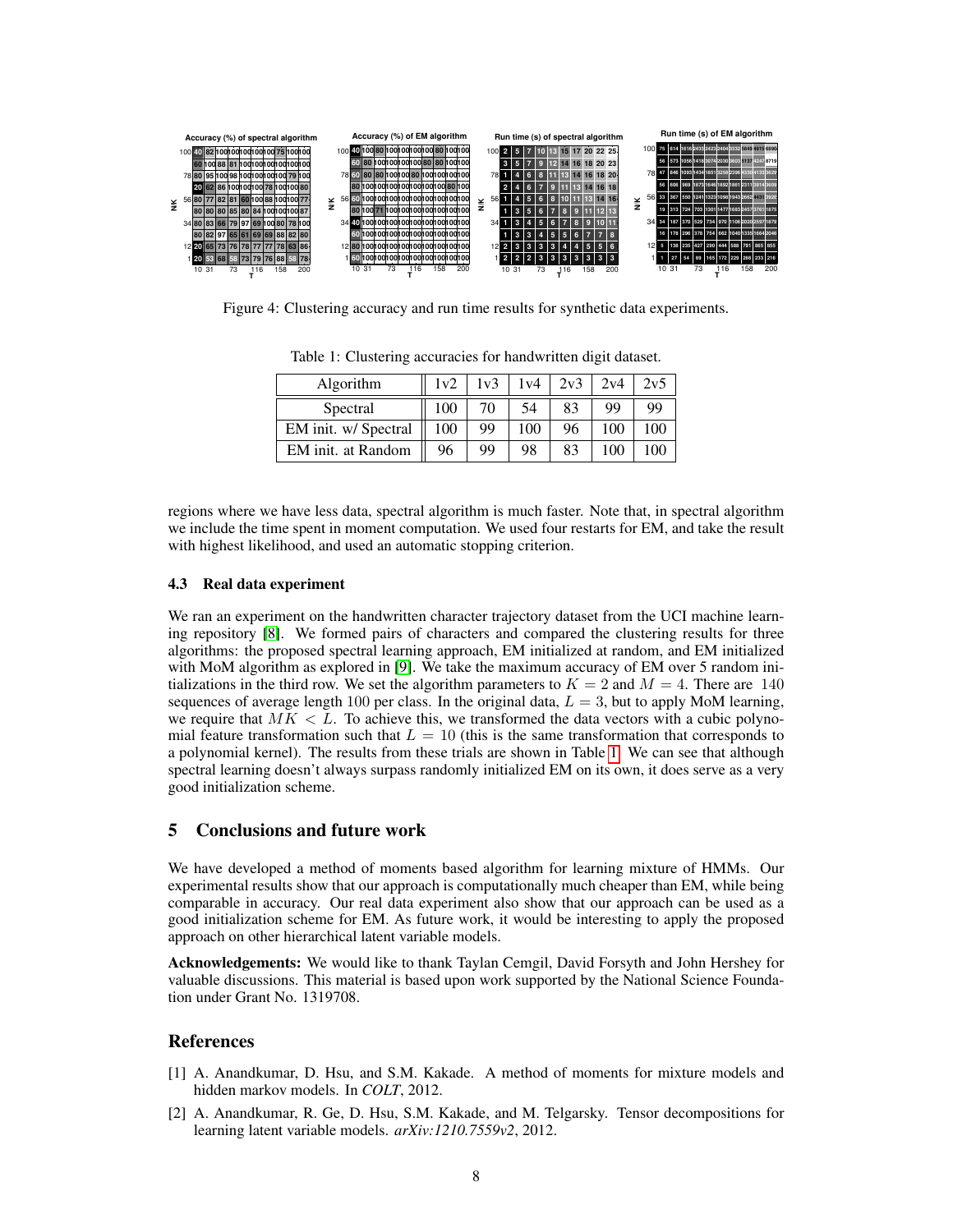Accuracy (%) of spectral algorithm

Accuracy (%) of EM algorithm

Run time (s) of spectral algorithm

Run time (s) of EM algorithm

Figure 4: Clustering accuracy and run time results for synthetic data experiments.

Table 1: Clustering accuracies for handwritten digit dataset.

| Algorithm | 1v2 | 1v3 | 1v4 | 2v3 | 2v4 | 2v5 |
|---|---|---|---|---|---|---|
| Spectral | 100 | 70 | 54 | 83 | 99 | 99 |
| EM init. w/ Spectral | 100 | 99 | 100 | 96 | 100 | 100 |
| EM init. at Random | 96 | 99 | 98 | 83 | 100 | 100 |

regions where we have less data, spectral algorithm is much faster. Note that, in spectral algorithm we include the time spent in moment computation. We used four restarts for EM, and take the result with highest likelihood, and used an automatic stopping criterion.

### 4.3 Real data experiment

We ran an experiment on the handwritten character trajectory dataset from the UCI machine learning repository [8]. We formed pairs of characters and compared the clustering results for three algorithms: the proposed spectral learning approach, EM initialized at random, and EM initialized with MoM algorithm as explored in [9]. We take the maximum accuracy of EM over 5 random initializations in the third row. We set the algorithm parameters to $K = 2$ and $M = 4$. There are 140 sequences of average length 100 per class. In the original data, $L = 3$, but to apply MoM learning, we require that $MK < L$. To achieve this, we transformed the data vectors with a cubic polynomial feature transformation such that $L = 10$ (this is the same transformation that corresponds to a polynomial kernel). The results from these trials are shown in Table 1. We can see that although spectral learning doesn't always surpass randomly initialized EM on its own, it does serve as a very good initialization scheme.

## 5 Conclusions and future work

We have developed a method of moments based algorithm for learning mixture of HMMs. Our experimental results show that our approach is computationally much cheaper than EM, while being comparable in accuracy. Our real data experiment also show that our approach can be used as a good initialization scheme for EM. As future work, it would be interesting to apply the proposed approach on other hierarchical latent variable models.

**Acknowledgements:** We would like to thank Taylan Cemgil, David Forsyth and John Hershey for valuable discussions. This material is based upon work supported by the National Science Foundation under Grant No. 1319708.

## References

[1] A. Anandkumar, D. Hsu, and S.M. Kakade. A method of moments for mixture models and hidden markov models. In *COLT*, 2012.

[2] A. Anandkumar, R. Ge, D. Hsu, S.M. Kakade, and M. Telgarsky. Tensor decompositions for learning latent variable models. *arXiv:1210.7559v2*, 2012.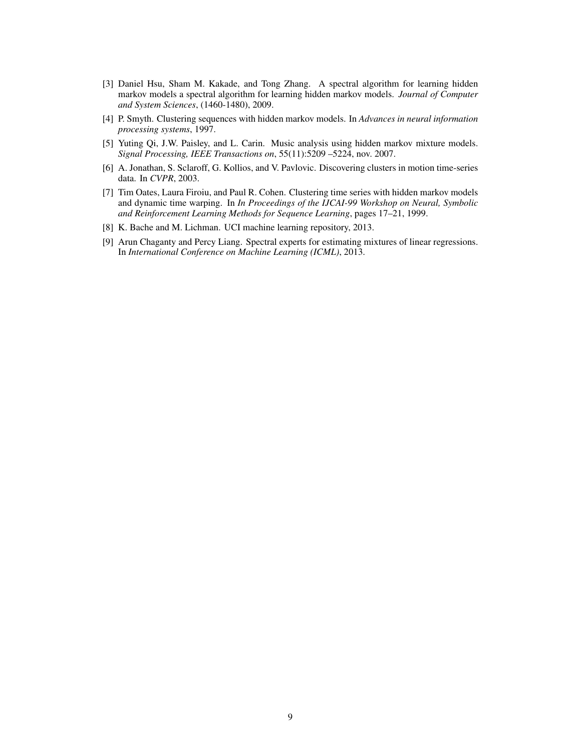[3] Daniel Hsu, Sham M. Kakade, and Tong Zhang. A spectral algorithm for learning hidden markov models a spectral algorithm for learning hidden markov models. *Journal of Computer and System Sciences*, (1460-1480), 2009.

[4] P. Smyth. Clustering sequences with hidden markov models. In *Advances in neural information processing systems*, 1997.

[5] Yuting Qi, J.W. Paisley, and L. Carin. Music analysis using hidden markov mixture models. *Signal Processing, IEEE Transactions on*, 55(11):5209 –5224, nov. 2007.

[6] A. Jonathan, S. Sclaroff, G. Kollios, and V. Pavlovic. Discovering clusters in motion time-series data. In *CVPR*, 2003.

[7] Tim Oates, Laura Firoiu, and Paul R. Cohen. Clustering time series with hidden markov models and dynamic time warping. In *In Proceedings of the IJCAI-99 Workshop on Neural, Symbolic and Reinforcement Learning Methods for Sequence Learning*, pages 17–21, 1999.

[8] K. Bache and M. Lichman. UCI machine learning repository, 2013.

[9] Arun Chaganty and Percy Liang. Spectral experts for estimating mixtures of linear regressions. In *International Conference on Machine Learning (ICML)*, 2013.